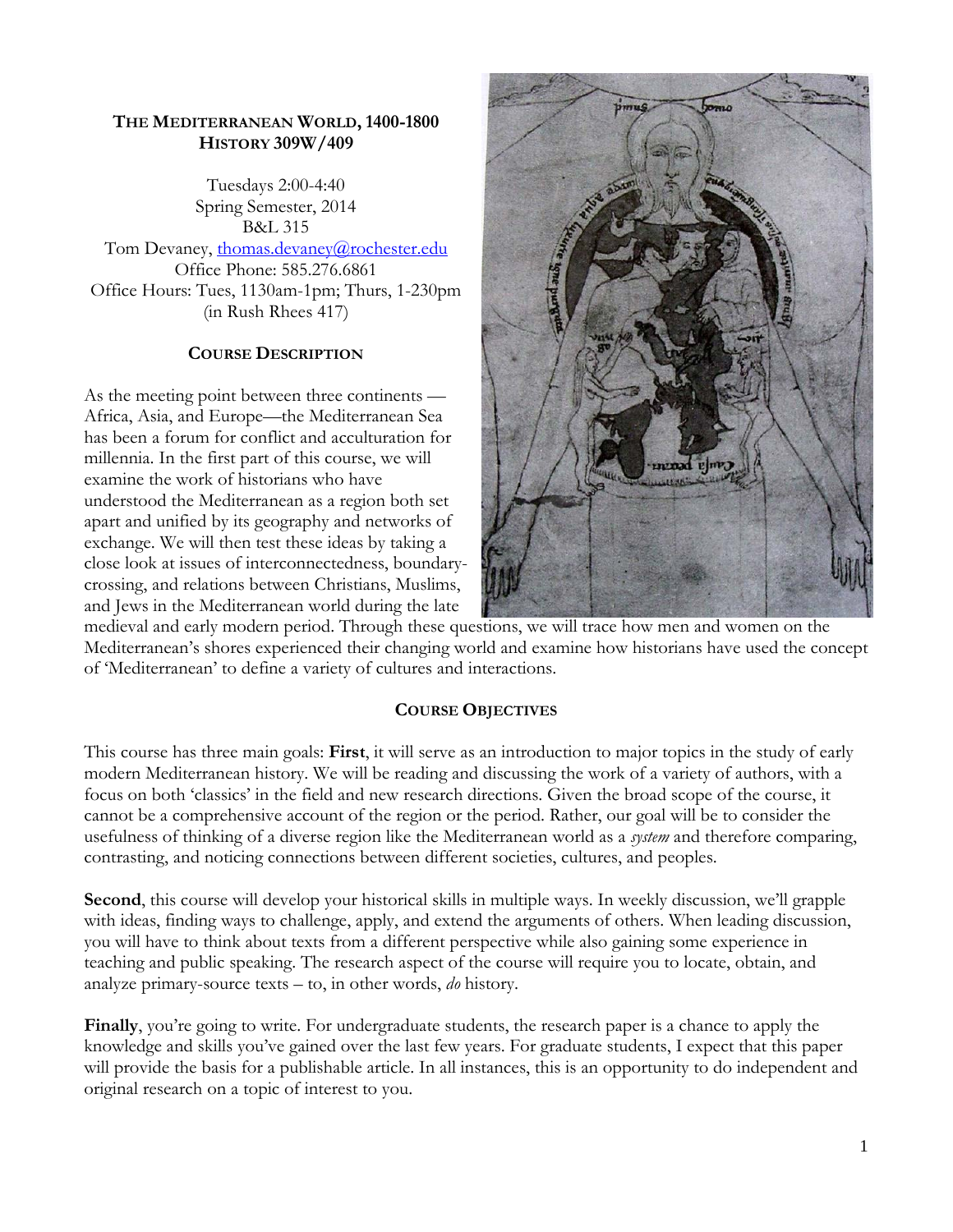## THE MEDITERRANEAN WORLD, 1400-1800
## HISTORY 309W/409

Tuesdays 2:00-4:40
Spring Semester, 2014
B&L 315
Tom Devaney, thomas.devaney@rochester.edu
Office Phone: 585.276.6861
Office Hours: Tues, 1130am-1pm; Thurs, 1-230pm
(in Rush Rhees 417)

### COURSE DESCRIPTION

As the meeting point between three continents — Africa, Asia, and Europe—the Mediterranean Sea has been a forum for conflict and acculturation for millennia. In the first part of this course, we will examine the work of historians who have understood the Mediterranean as a region both set apart and unified by its geography and networks of exchange. We will then test these ideas by taking a close look at issues of interconnectedness, boundary-crossing, and relations between Christians, Muslims, and Jews in the Mediterranean world during the late medieval and early modern period. Through these questions, we will trace how men and women on the Mediterranean's shores experienced their changing world and examine how historians have used the concept of 'Mediterranean' to define a variety of cultures and interactions.

### COURSE OBJECTIVES

This course has three main goals: **First**, it will serve as an introduction to major topics in the study of early modern Mediterranean history. We will be reading and discussing the work of a variety of authors, with a focus on both 'classics' in the field and new research directions. Given the broad scope of the course, it cannot be a comprehensive account of the region or the period. Rather, our goal will be to consider the usefulness of thinking of a diverse region like the Mediterranean world as a *system* and therefore comparing, contrasting, and noticing connections between different societies, cultures, and peoples.

**Second**, this course will develop your historical skills in multiple ways. In weekly discussion, we'll grapple with ideas, finding ways to challenge, apply, and extend the arguments of others. When leading discussion, you will have to think about texts from a different perspective while also gaining some experience in teaching and public speaking. The research aspect of the course will require you to locate, obtain, and analyze primary-source texts – to, in other words, *do* history.

**Finally**, you're going to write. For undergraduate students, the research paper is a chance to apply the knowledge and skills you've gained over the last few years. For graduate students, I expect that this paper will provide the basis for a publishable article. In all instances, this is an opportunity to do independent and original research on a topic of interest to you.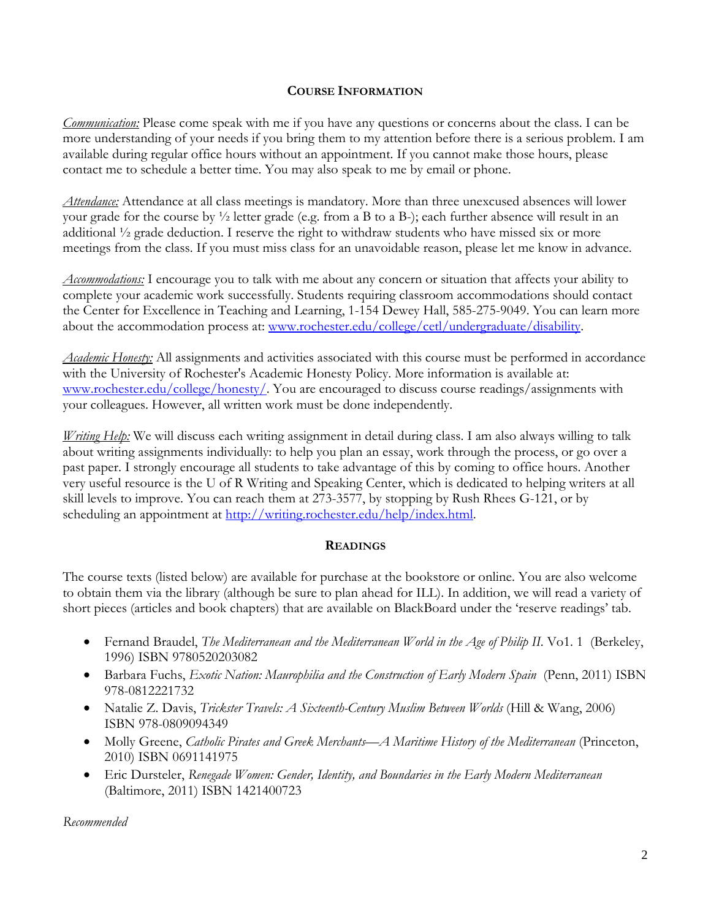## Course Information

*Communication:* Please come speak with me if you have any questions or concerns about the class. I can be more understanding of your needs if you bring them to my attention before there is a serious problem. I am available during regular office hours without an appointment. If you cannot make those hours, please contact me to schedule a better time. You may also speak to me by email or phone.

*Attendance:* Attendance at all class meetings is mandatory. More than three unexcused absences will lower your grade for the course by ½ letter grade (e.g. from a B to a B-); each further absence will result in an additional ½ grade deduction. I reserve the right to withdraw students who have missed six or more meetings from the class. If you must miss class for an unavoidable reason, please let me know in advance.

*Accommodations:* I encourage you to talk with me about any concern or situation that affects your ability to complete your academic work successfully. Students requiring classroom accommodations should contact the Center for Excellence in Teaching and Learning, 1-154 Dewey Hall, 585-275-9049. You can learn more about the accommodation process at: www.rochester.edu/college/cetl/undergraduate/disability.

*Academic Honesty:* All assignments and activities associated with this course must be performed in accordance with the University of Rochester's Academic Honesty Policy. More information is available at: www.rochester.edu/college/honesty/. You are encouraged to discuss course readings/assignments with your colleagues. However, all written work must be done independently.

*Writing Help:* We will discuss each writing assignment in detail during class. I am also always willing to talk about writing assignments individually: to help you plan an essay, work through the process, or go over a past paper. I strongly encourage all students to take advantage of this by coming to office hours. Another very useful resource is the U of R Writing and Speaking Center, which is dedicated to helping writers at all skill levels to improve. You can reach them at 273-3577, by stopping by Rush Rhees G-121, or by scheduling an appointment at http://writing.rochester.edu/help/index.html.

## Readings

The course texts (listed below) are available for purchase at the bookstore or online. You are also welcome to obtain them via the library (although be sure to plan ahead for ILL). In addition, we will read a variety of short pieces (articles and book chapters) that are available on BlackBoard under the 'reserve readings' tab.

- Fernand Braudel, *The Mediterranean and the Mediterranean World in the Age of Philip II*. Vo1. 1 (Berkeley, 1996) ISBN 9780520203082
- Barbara Fuchs, *Exotic Nation: Maurophilia and the Construction of Early Modern Spain* (Penn, 2011) ISBN 978-0812221732
- Natalie Z. Davis, *Trickster Travels: A Sixteenth-Century Muslim Between Worlds* (Hill & Wang, 2006) ISBN 978-0809094349
- Molly Greene, *Catholic Pirates and Greek Merchants—A Maritime History of the Mediterranean* (Princeton, 2010) ISBN 0691141975
- Eric Dursteler, *Renegade Women: Gender, Identity, and Boundaries in the Early Modern Mediterranean* (Baltimore, 2011) ISBN 1421400723

*Recommended*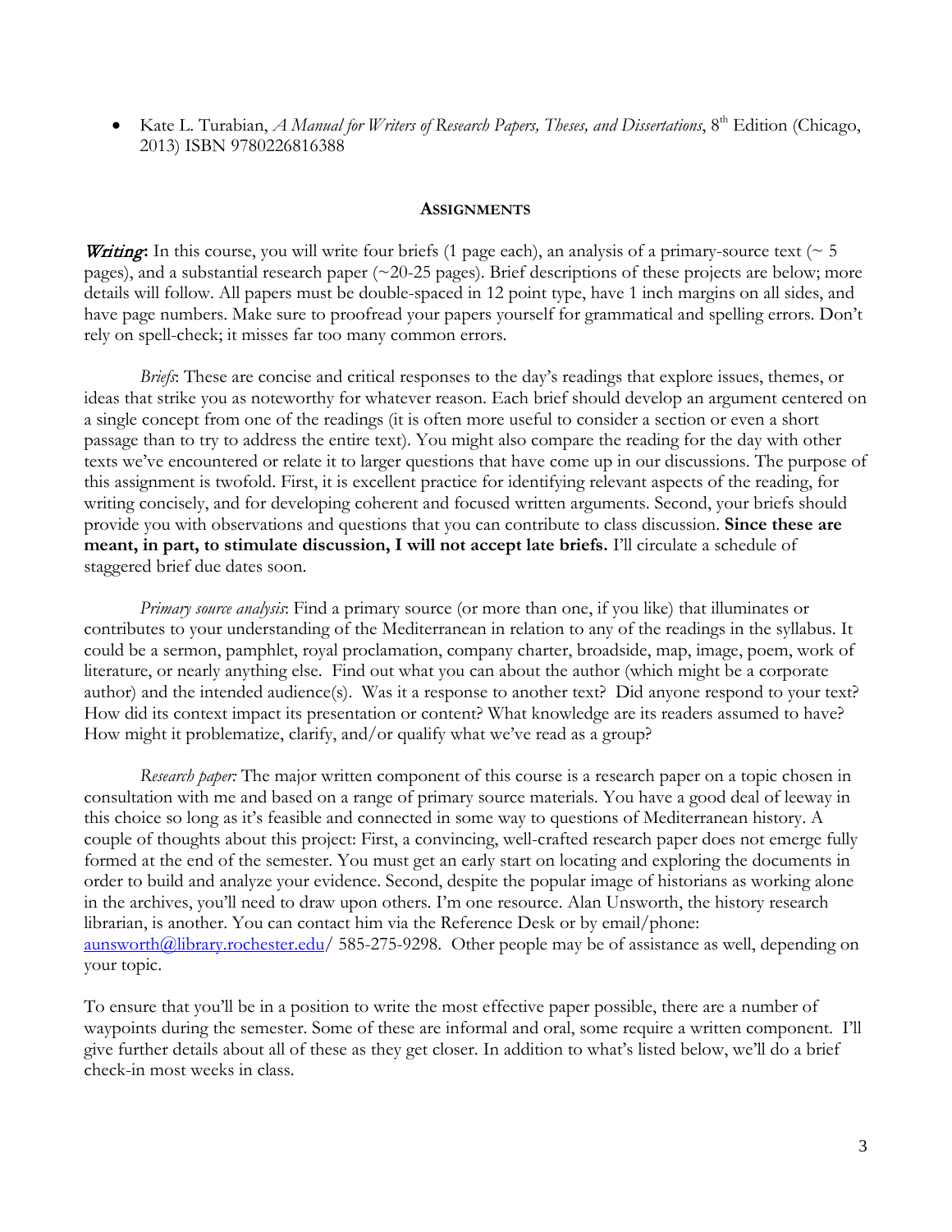- Kate L. Turabian, *A Manual for Writers of Research Papers, Theses, and Dissertations*, 8th Edition (Chicago, 2013) ISBN 9780226816388

## Assignments

***Writing*:** In this course, you will write four briefs (1 page each), an analysis of a primary-source text (~ 5 pages), and a substantial research paper (~20-25 pages). Brief descriptions of these projects are below; more details will follow. All papers must be double-spaced in 12 point type, have 1 inch margins on all sides, and have page numbers. Make sure to proofread your papers yourself for grammatical and spelling errors. Don't rely on spell-check; it misses far too many common errors.

*Briefs*: These are concise and critical responses to the day's readings that explore issues, themes, or ideas that strike you as noteworthy for whatever reason. Each brief should develop an argument centered on a single concept from one of the readings (it is often more useful to consider a section or even a short passage than to try to address the entire text). You might also compare the reading for the day with other texts we've encountered or relate it to larger questions that have come up in our discussions. The purpose of this assignment is twofold. First, it is excellent practice for identifying relevant aspects of the reading, for writing concisely, and for developing coherent and focused written arguments. Second, your briefs should provide you with observations and questions that you can contribute to class discussion. **Since these are meant, in part, to stimulate discussion, I will not accept late briefs.** I'll circulate a schedule of staggered brief due dates soon.

*Primary source analysis*: Find a primary source (or more than one, if you like) that illuminates or contributes to your understanding of the Mediterranean in relation to any of the readings in the syllabus. It could be a sermon, pamphlet, royal proclamation, company charter, broadside, map, image, poem, work of literature, or nearly anything else. Find out what you can about the author (which might be a corporate author) and the intended audience(s). Was it a response to another text? Did anyone respond to your text? How did its context impact its presentation or content? What knowledge are its readers assumed to have? How might it problematize, clarify, and/or qualify what we've read as a group?

*Research paper:* The major written component of this course is a research paper on a topic chosen in consultation with me and based on a range of primary source materials. You have a good deal of leeway in this choice so long as it's feasible and connected in some way to questions of Mediterranean history. A couple of thoughts about this project: First, a convincing, well-crafted research paper does not emerge fully formed at the end of the semester. You must get an early start on locating and exploring the documents in order to build and analyze your evidence. Second, despite the popular image of historians as working alone in the archives, you'll need to draw upon others. I'm one resource. Alan Unsworth, the history research librarian, is another. You can contact him via the Reference Desk or by email/phone: aunsworth@library.rochester.edu/ 585-275-9298. Other people may be of assistance as well, depending on your topic.

To ensure that you'll be in a position to write the most effective paper possible, there are a number of waypoints during the semester. Some of these are informal and oral, some require a written component. I'll give further details about all of these as they get closer. In addition to what's listed below, we'll do a brief check-in most weeks in class.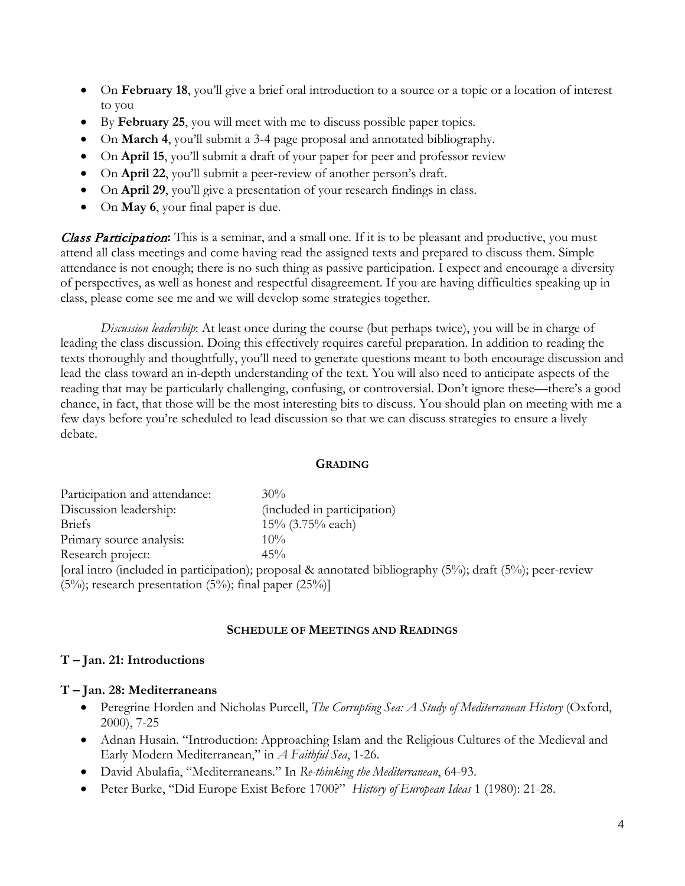- On **February 18**, you'll give a brief oral introduction to a source or a topic or a location of interest to you
- By **February 25**, you will meet with me to discuss possible paper topics.
- On **March 4**, you'll submit a 3-4 page proposal and annotated bibliography.
- On **April 15**, you'll submit a draft of your paper for peer and professor review
- On **April 22**, you'll submit a peer-review of another person's draft.
- On **April 29**, you'll give a presentation of your research findings in class.
- On **May 6**, your final paper is due.

***Class Participation*:** This is a seminar, and a small one. If it is to be pleasant and productive, you must attend all class meetings and come having read the assigned texts and prepared to discuss them. Simple attendance is not enough; there is no such thing as passive participation. I expect and encourage a diversity of perspectives, as well as honest and respectful disagreement. If you are having difficulties speaking up in class, please come see me and we will develop some strategies together.

*Discussion leadership*: At least once during the course (but perhaps twice), you will be in charge of leading the class discussion. Doing this effectively requires careful preparation. In addition to reading the texts thoroughly and thoughtfully, you'll need to generate questions meant to both encourage discussion and lead the class toward an in-depth understanding of the text. You will also need to anticipate aspects of the reading that may be particularly challenging, confusing, or controversial. Don't ignore these—there's a good chance, in fact, that those will be the most interesting bits to discuss. You should plan on meeting with me a few days before you're scheduled to lead discussion so that we can discuss strategies to ensure a lively debate.

## GRADING

| | |
|---|---|
| Participation and attendance: | 30% |
| Discussion leadership: | (included in participation) |
| Briefs | 15% (3.75% each) |
| Primary source analysis: | 10% |
| Research project: | 45% |

[oral intro (included in participation); proposal & annotated bibliography (5%); draft (5%); peer-review (5%); research presentation (5%); final paper (25%)]

## SCHEDULE OF MEETINGS AND READINGS

### T – Jan. 21: Introductions

### T – Jan. 28: Mediterraneans

- Peregrine Horden and Nicholas Purcell, *The Corrupting Sea: A Study of Mediterranean History* (Oxford, 2000), 7-25
- Adnan Husain. "Introduction: Approaching Islam and the Religious Cultures of the Medieval and Early Modern Mediterranean," in *A Faithful Sea*, 1-26.
- David Abulafia, "Mediterraneans." In *Re-thinking the Mediterranean*, 64-93.
- Peter Burke, "Did Europe Exist Before 1700?" *History of European Ideas* 1 (1980): 21-28.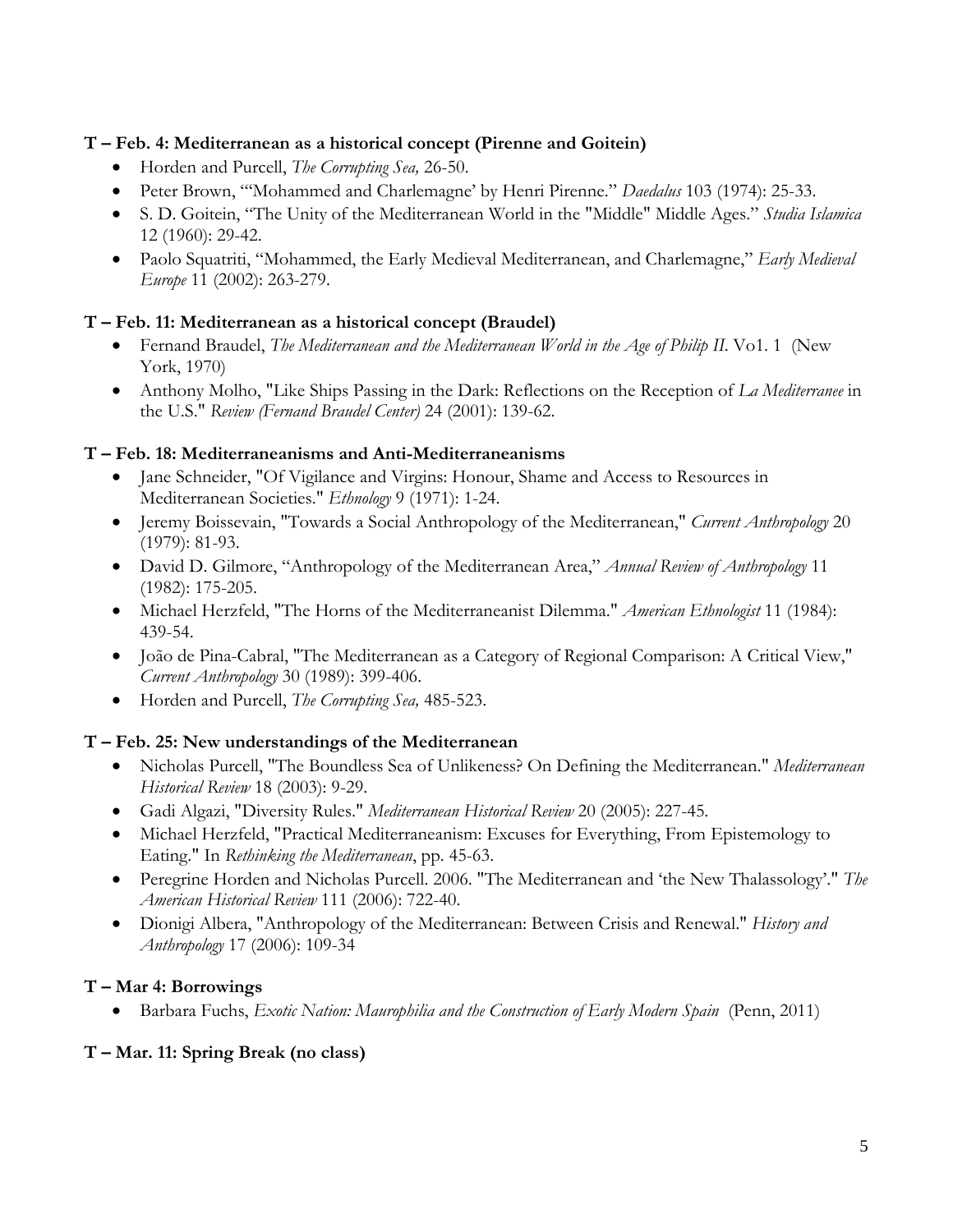### T – Feb. 4: Mediterranean as a historical concept (Pirenne and Goitein)

- Horden and Purcell, *The Corrupting Sea,* 26-50.
- Peter Brown, "'Mohammed and Charlemagne' by Henri Pirenne." *Daedalus* 103 (1974): 25-33.
- S. D. Goitein, "The Unity of the Mediterranean World in the "Middle" Middle Ages." *Studia Islamica* 12 (1960): 29-42.
- Paolo Squatriti, "Mohammed, the Early Medieval Mediterranean, and Charlemagne," *Early Medieval Europe* 11 (2002): 263-279.

### T – Feb. 11: Mediterranean as a historical concept (Braudel)

- Fernand Braudel, *The Mediterranean and the Mediterranean World in the Age of Philip II*. Vo1. 1 (New York, 1970)
- Anthony Molho, "Like Ships Passing in the Dark: Reflections on the Reception of *La Mediterranee* in the U.S." *Review (Fernand Braudel Center)* 24 (2001): 139-62.

### T – Feb. 18: Mediterraneanisms and Anti-Mediterraneanisms

- Jane Schneider, "Of Vigilance and Virgins: Honour, Shame and Access to Resources in Mediterranean Societies." *Ethnology* 9 (1971): 1-24.
- Jeremy Boissevain, "Towards a Social Anthropology of the Mediterranean," *Current Anthropology* 20 (1979): 81-93.
- David D. Gilmore, "Anthropology of the Mediterranean Area," *Annual Review of Anthropology* 11 (1982): 175-205.
- Michael Herzfeld, "The Horns of the Mediterraneanist Dilemma." *American Ethnologist* 11 (1984): 439-54.
- João de Pina-Cabral, "The Mediterranean as a Category of Regional Comparison: A Critical View," *Current Anthropology* 30 (1989): 399-406.
- Horden and Purcell, *The Corrupting Sea,* 485-523.

### T – Feb. 25: New understandings of the Mediterranean

- Nicholas Purcell, "The Boundless Sea of Unlikeness? On Defining the Mediterranean." *Mediterranean Historical Review* 18 (2003): 9-29.
- Gadi Algazi, "Diversity Rules." *Mediterranean Historical Review* 20 (2005): 227-45.
- Michael Herzfeld, "Practical Mediterraneanism: Excuses for Everything, From Epistemology to Eating." In *Rethinking the Mediterranean*, pp. 45-63.
- Peregrine Horden and Nicholas Purcell. 2006. "The Mediterranean and 'the New Thalassology'." *The American Historical Review* 111 (2006): 722-40.
- Dionigi Albera, "Anthropology of the Mediterranean: Between Crisis and Renewal." *History and Anthropology* 17 (2006): 109-34

### T – Mar 4: Borrowings

- Barbara Fuchs, *Exotic Nation: Maurophilia and the Construction of Early Modern Spain* (Penn, 2011)

### T – Mar. 11: Spring Break (no class)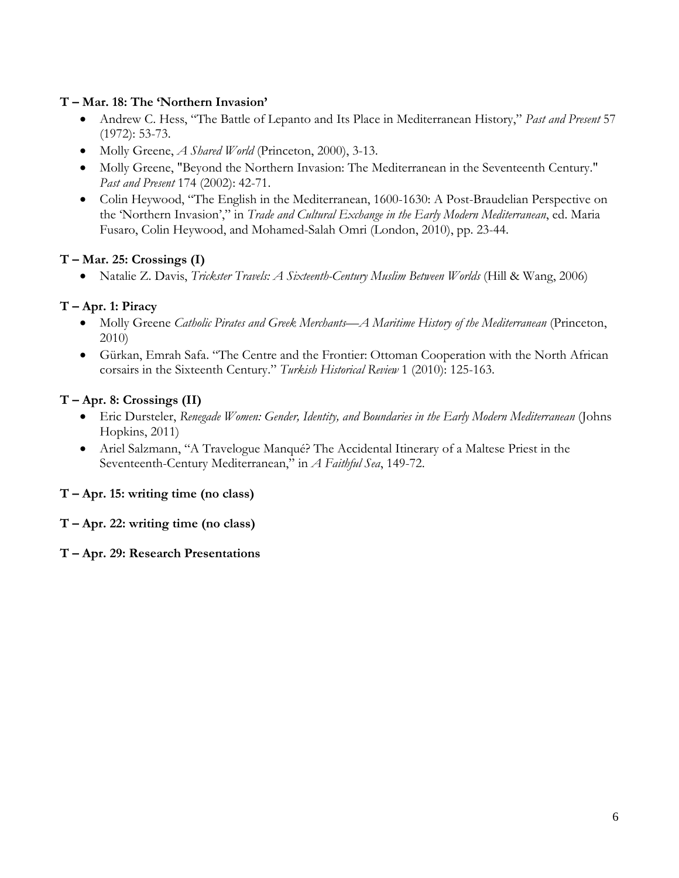**T – Mar. 18: The 'Northern Invasion'**

- Andrew C. Hess, "The Battle of Lepanto and Its Place in Mediterranean History," *Past and Present* 57 (1972): 53-73.
- Molly Greene, *A Shared World* (Princeton, 2000), 3-13.
- Molly Greene, "Beyond the Northern Invasion: The Mediterranean in the Seventeenth Century." *Past and Present* 174 (2002): 42-71.
- Colin Heywood, "The English in the Mediterranean, 1600-1630: A Post-Braudelian Perspective on the 'Northern Invasion'," in *Trade and Cultural Exchange in the Early Modern Mediterranean*, ed. Maria Fusaro, Colin Heywood, and Mohamed-Salah Omri (London, 2010), pp. 23-44.

**T – Mar. 25: Crossings (I)**

- Natalie Z. Davis, *Trickster Travels: A Sixteenth-Century Muslim Between Worlds* (Hill & Wang, 2006)

**T – Apr. 1: Piracy**

- Molly Greene *Catholic Pirates and Greek Merchants—A Maritime History of the Mediterranean* (Princeton, 2010)
- Gürkan, Emrah Safa. "The Centre and the Frontier: Ottoman Cooperation with the North African corsairs in the Sixteenth Century." *Turkish Historical Review* 1 (2010): 125-163.

**T – Apr. 8: Crossings (II)**

- Eric Dursteler, *Renegade Women: Gender, Identity, and Boundaries in the Early Modern Mediterranean* (Johns Hopkins, 2011)
- Ariel Salzmann, "A Travelogue Manqué? The Accidental Itinerary of a Maltese Priest in the Seventeenth-Century Mediterranean," in *A Faithful Sea*, 149-72.

**T – Apr. 15: writing time (no class)**

**T – Apr. 22: writing time (no class)**

**T – Apr. 29: Research Presentations**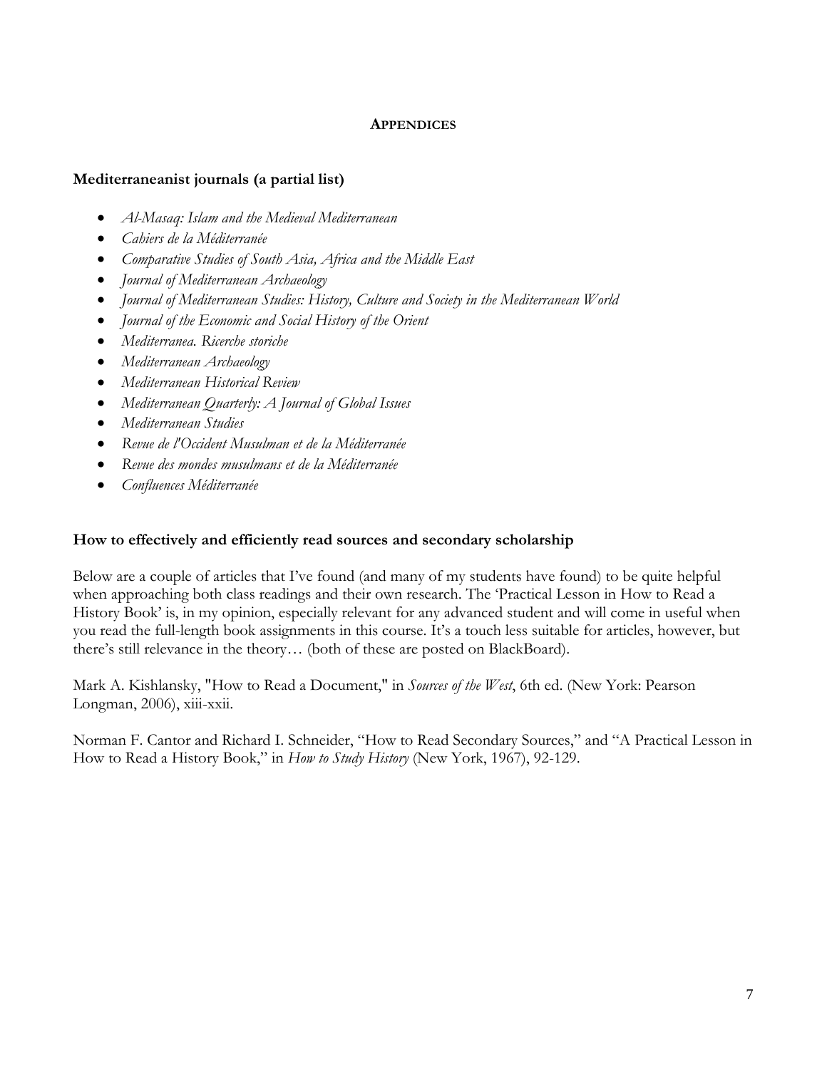## APPENDICES

### Mediterraneanist journals (a partial list)

- *Al-Masaq: Islam and the Medieval Mediterranean*
- *Cahiers de la Méditerranée*
- *Comparative Studies of South Asia, Africa and the Middle East*
- *Journal of Mediterranean Archaeology*
- *Journal of Mediterranean Studies: History, Culture and Society in the Mediterranean World*
- *Journal of the Economic and Social History of the Orient*
- *Mediterranea. Ricerche storiche*
- *Mediterranean Archaeology*
- *Mediterranean Historical Review*
- *Mediterranean Quarterly: A Journal of Global Issues*
- *Mediterranean Studies*
- *Revue de l'Occident Musulman et de la Méditerranée*
- *Revue des mondes musulmans et de la Méditerranée*
- *Confluences Méditerranée*

### How to effectively and efficiently read sources and secondary scholarship

Below are a couple of articles that I've found (and many of my students have found) to be quite helpful when approaching both class readings and their own research. The 'Practical Lesson in How to Read a History Book' is, in my opinion, especially relevant for any advanced student and will come in useful when you read the full-length book assignments in this course. It's a touch less suitable for articles, however, but there's still relevance in the theory… (both of these are posted on BlackBoard).

Mark A. Kishlansky, "How to Read a Document," in *Sources of the West*, 6th ed. (New York: Pearson Longman, 2006), xiii-xxii.

Norman F. Cantor and Richard I. Schneider, "How to Read Secondary Sources," and "A Practical Lesson in How to Read a History Book," in *How to Study History* (New York, 1967), 92-129.